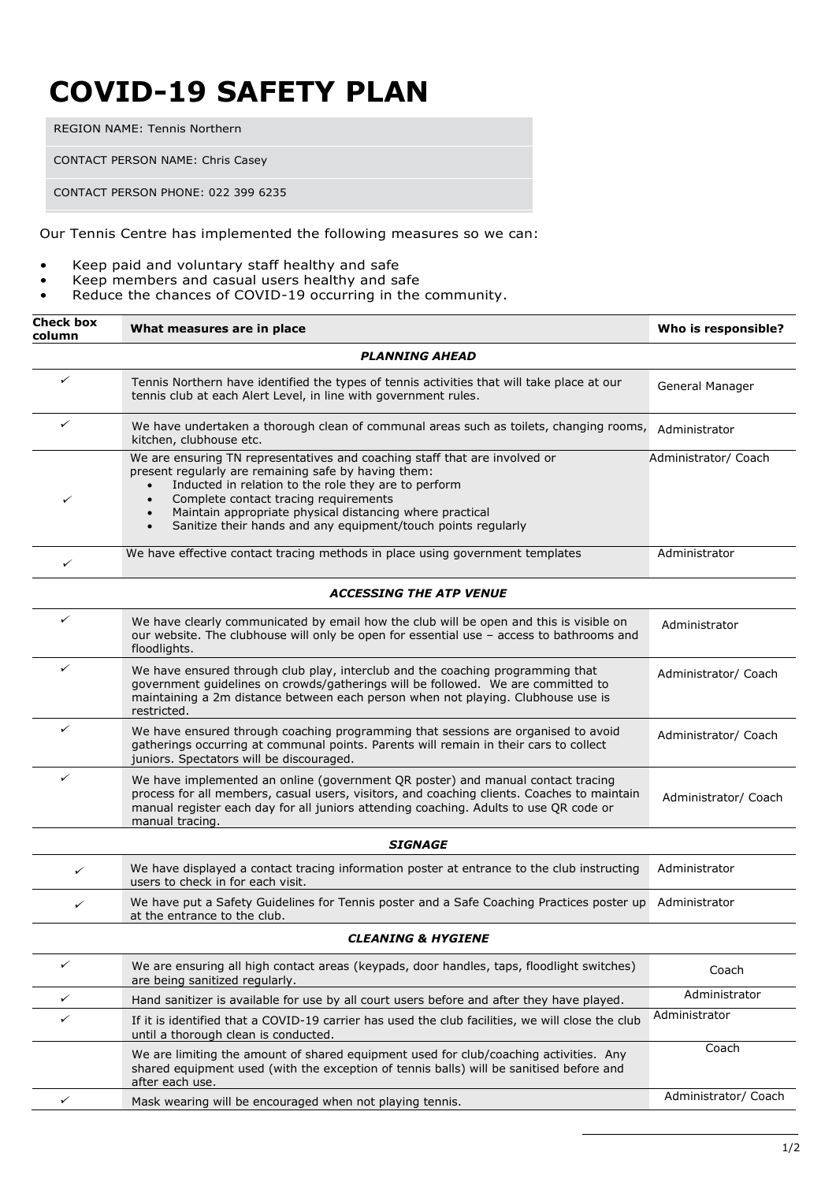# COVID-19 SAFETY PLAN

REGION NAME: Tennis Northern

CONTACT PERSON NAME: Chris Casey

CONTACT PERSON PHONE: 022 399 6235

Our Tennis Centre has implemented the following measures so we can:

- Keep paid and voluntary staff healthy and safe
- Keep members and casual users healthy and safe
- Reduce the chances of COVID-19 occurring in the community.

| Check box column | What measures are in place | Who is responsible? |
|---|---|---|
| | ***PLANNING AHEAD*** | |
| ✓ | Tennis Northern have identified the types of tennis activities that will take place at our tennis club at each Alert Level, in line with government rules. | General Manager |
| ✓ | We have undertaken a thorough clean of communal areas such as toilets, changing rooms, kitchen, clubhouse etc. | Administrator |
| ✓ | We are ensuring TN representatives and coaching staff that are involved or present regularly are remaining safe by having them: • Inducted in relation to the role they are to perform • Complete contact tracing requirements • Maintain appropriate physical distancing where practical • Sanitize their hands and any equipment/touch points regularly | Administrator/ Coach |
| ✓ | We have effective contact tracing methods in place using government templates | Administrator |
| | ***ACCESSING THE ATP VENUE*** | |
| ✓ | We have clearly communicated by email how the club will be open and this is visible on our website. The clubhouse will only be open for essential use – access to bathrooms and floodlights. | Administrator |
| ✓ | We have ensured through club play, interclub and the coaching programming that government guidelines on crowds/gatherings will be followed. We are committed to maintaining a 2m distance between each person when not playing. Clubhouse use is restricted. | Administrator/ Coach |
| ✓ | We have ensured through coaching programming that sessions are organised to avoid gatherings occurring at communal points. Parents will remain in their cars to collect juniors. Spectators will be discouraged. | Administrator/ Coach |
| ✓ | We have implemented an online (government QR poster) and manual contact tracing process for all members, casual users, visitors, and coaching clients. Coaches to maintain manual register each day for all juniors attending coaching. Adults to use QR code or manual tracing. | Administrator/ Coach |
| | ***SIGNAGE*** | |
| ✓ | We have displayed a contact tracing information poster at entrance to the club instructing users to check in for each visit. | Administrator |
| ✓ | We have put a Safety Guidelines for Tennis poster and a Safe Coaching Practices poster up at the entrance to the club. | Administrator |
| | ***CLEANING & HYGIENE*** | |
| ✓ | We are ensuring all high contact areas (keypads, door handles, taps, floodlight switches) are being sanitized regularly. | Coach |
| ✓ | Hand sanitizer is available for use by all court users before and after they have played. | Administrator |
| ✓ | If it is identified that a COVID-19 carrier has used the club facilities, we will close the club until a thorough clean is conducted. | Administrator |
| | We are limiting the amount of shared equipment used for club/coaching activities. Any shared equipment used (with the exception of tennis balls) will be sanitised before and after each use. | Coach |
| ✓ | Mask wearing will be encouraged when not playing tennis. | Administrator/ Coach |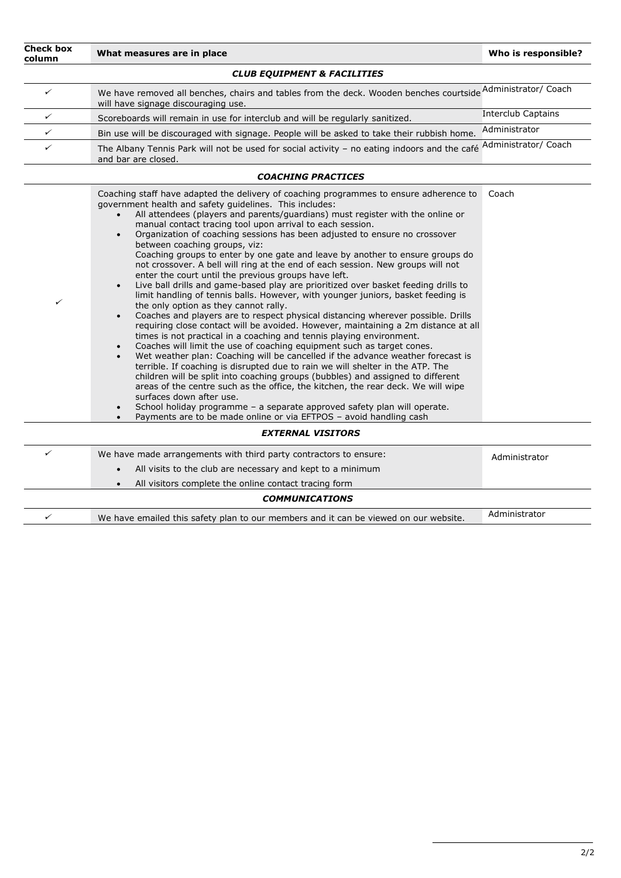| Check box column | What measures are in place | Who is responsible? |
|---|---|---|
| | ***CLUB EQUIPMENT & FACILITIES*** | |
| ✓ | We have removed all benches, chairs and tables from the deck. Wooden benches courtside will have signage discouraging use. | Administrator/ Coach |
| ✓ | Scoreboards will remain in use for interclub and will be regularly sanitized. | Interclub Captains |
| ✓ | Bin use will be discouraged with signage. People will be asked to take their rubbish home. | Administrator |
| ✓ | The Albany Tennis Park will not be used for social activity – no eating indoors and the café and bar are closed. | Administrator/ Coach |
| | ***COACHING PRACTICES*** | |
| ✓ | Coaching staff have adapted the delivery of coaching programmes to ensure adherence to government health and safety guidelines. This includes:<br>• All attendees (players and parents/guardians) must register with the online or manual contact tracing tool upon arrival to each session.<br>• Organization of coaching sessions has been adjusted to ensure no crossover between coaching groups, viz: Coaching groups to enter by one gate and leave by another to ensure groups do not crossover. A bell will ring at the end of each session. New groups will not enter the court until the previous groups have left.<br>• Live ball drills and game-based play are prioritized over basket feeding drills to limit handling of tennis balls. However, with younger juniors, basket feeding is the only option as they cannot rally.<br>• Coaches and players are to respect physical distancing wherever possible. Drills requiring close contact will be avoided. However, maintaining a 2m distance at all times is not practical in a coaching and tennis playing environment.<br>• Coaches will limit the use of coaching equipment such as target cones.<br>• Wet weather plan: Coaching will be cancelled if the advance weather forecast is terrible. If coaching is disrupted due to rain we will shelter in the ATP. The children will be split into coaching groups (bubbles) and assigned to different areas of the centre such as the office, the kitchen, the rear deck. We will wipe surfaces down after use.<br>• School holiday programme – a separate approved safety plan will operate.<br>• Payments are to be made online or via EFTPOS – avoid handling cash | Coach |
| | ***EXTERNAL VISITORS*** | |
| ✓ | We have made arrangements with third party contractors to ensure:<br>• All visits to the club are necessary and kept to a minimum<br>• All visitors complete the online contact tracing form | Administrator |
| | ***COMMUNICATIONS*** | |
| ✓ | We have emailed this safety plan to our members and it can be viewed on our website. | Administrator |